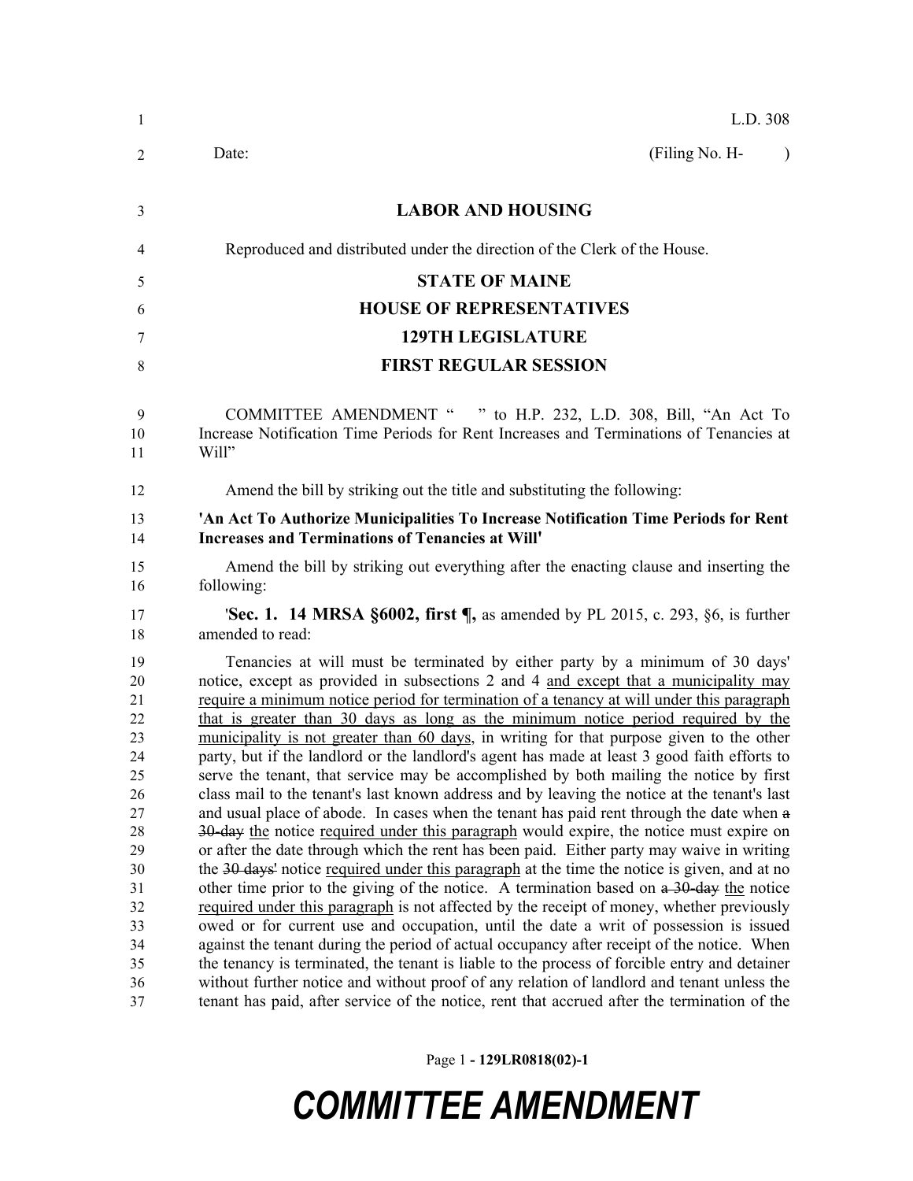L.D. 308

Date: (Filing No. H- )

**LABOR AND HOUSING**

Reproduced and distributed under the direction of the Clerk of the House.

**STATE OF MAINE**

**HOUSE OF REPRESENTATIVES**

**129TH LEGISLATURE**

**FIRST REGULAR SESSION**

COMMITTEE AMENDMENT " " to H.P. 232, L.D. 308, Bill, "An Act To Increase Notification Time Periods for Rent Increases and Terminations of Tenancies at Will"

Amend the bill by striking out the title and substituting the following:

**'An Act To Authorize Municipalities To Increase Notification Time Periods for Rent Increases and Terminations of Tenancies at Will'**

Amend the bill by striking out everything after the enacting clause and inserting the following:

'**Sec. 1. 14 MRSA §6002, first ¶,** as amended by PL 2015, c. 293, §6, is further amended to read:

Tenancies at will must be terminated by either party by a minimum of 30 days' notice, except as provided in subsections 2 and 4 <u>and except that a municipality may require a minimum notice period for termination of a tenancy at will under this paragraph that is greater than 30 days as long as the minimum notice period required by the municipality is not greater than 60 days</u>, in writing for that purpose given to the other party, but if the landlord or the landlord's agent has made at least 3 good faith efforts to serve the tenant, that service may be accomplished by both mailing the notice by first class mail to the tenant's last known address and by leaving the notice at the tenant's last and usual place of abode. In cases when the tenant has paid rent through the date when ~~a 30-day~~ <u>the</u> notice <u>required under this paragraph</u> would expire, the notice must expire on or after the date through which the rent has been paid. Either party may waive in writing the ~~30 days'~~ notice <u>required under this paragraph</u> at the time the notice is given, and at no other time prior to the giving of the notice. A termination based on ~~a 30-day~~ <u>the</u> notice <u>required under this paragraph</u> is not affected by the receipt of money, whether previously owed or for current use and occupation, until the date a writ of possession is issued against the tenant during the period of actual occupancy after receipt of the notice. When the tenancy is terminated, the tenant is liable to the process of forcible entry and detainer without further notice and without proof of any relation of landlord and tenant unless the tenant has paid, after service of the notice, rent that accrued after the termination of the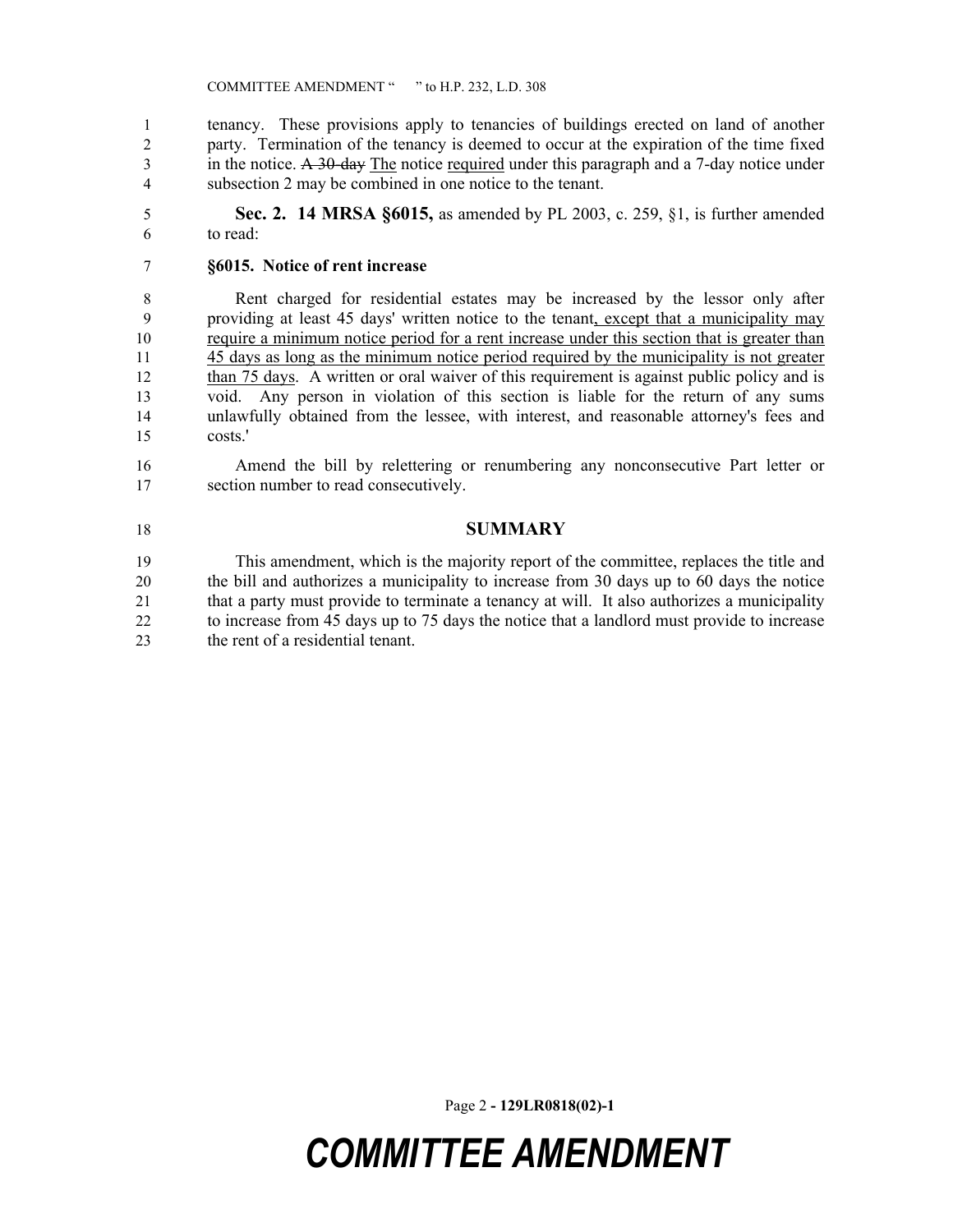tenancy. These provisions apply to tenancies of buildings erected on land of another party. Termination of the tenancy is deemed to occur at the expiration of the time fixed in the notice. ~~A 30-day~~ The notice required under this paragraph and a 7-day notice under subsection 2 may be combined in one notice to the tenant.

**Sec. 2. 14 MRSA §6015,** as amended by PL 2003, c. 259, §1, is further amended to read:

**§6015. Notice of rent increase**

Rent charged for residential estates may be increased by the lessor only after providing at least 45 days' written notice to the tenant, except that a municipality may require a minimum notice period for a rent increase under this section that is greater than 45 days as long as the minimum notice period required by the municipality is not greater than 75 days. A written or oral waiver of this requirement is against public policy and is void. Any person in violation of this section is liable for the return of any sums unlawfully obtained from the lessee, with interest, and reasonable attorney's fees and costs.'

Amend the bill by relettering or renumbering any nonconsecutive Part letter or section number to read consecutively.

## SUMMARY

This amendment, which is the majority report of the committee, replaces the title and the bill and authorizes a municipality to increase from 30 days up to 60 days the notice that a party must provide to terminate a tenancy at will. It also authorizes a municipality to increase from 45 days up to 75 days the notice that a landlord must provide to increase the rent of a residential tenant.